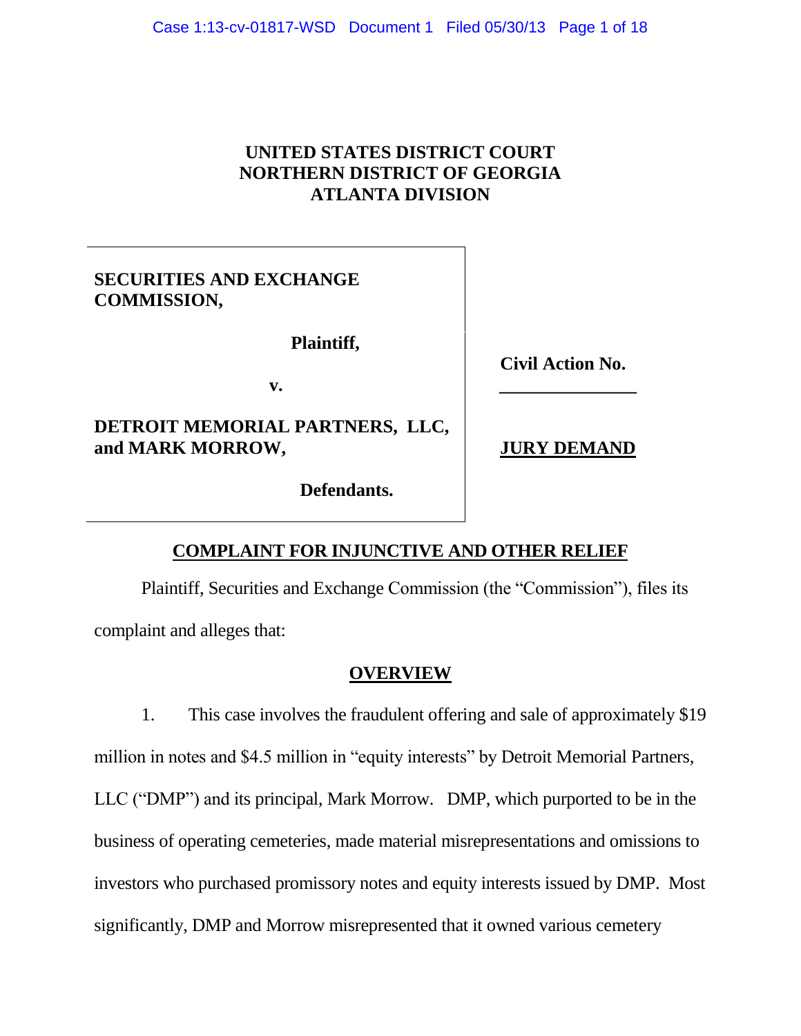**UNITED STATES DISTRICT COURT**
**NORTHERN DISTRICT OF GEORGIA**
**ATLANTA DIVISION**

| | |
|---|---|
| **SECURITIES AND EXCHANGE COMMISSION,**<br><br>**Plaintiff,**<br><br>**v.**<br><br>**DETROIT MEMORIAL PARTNERS, LLC, and MARK MORROW,**<br><br>**Defendants.** | **Civil Action No.**<br>**_______________**<br><br>**JURY DEMAND** |

## COMPLAINT FOR INJUNCTIVE AND OTHER RELIEF

Plaintiff, Securities and Exchange Commission (the "Commission"), files its complaint and alleges that:

## OVERVIEW

1. This case involves the fraudulent offering and sale of approximately $19 million in notes and $4.5 million in "equity interests" by Detroit Memorial Partners, LLC ("DMP") and its principal, Mark Morrow. DMP, which purported to be in the business of operating cemeteries, made material misrepresentations and omissions to investors who purchased promissory notes and equity interests issued by DMP. Most significantly, DMP and Morrow misrepresented that it owned various cemetery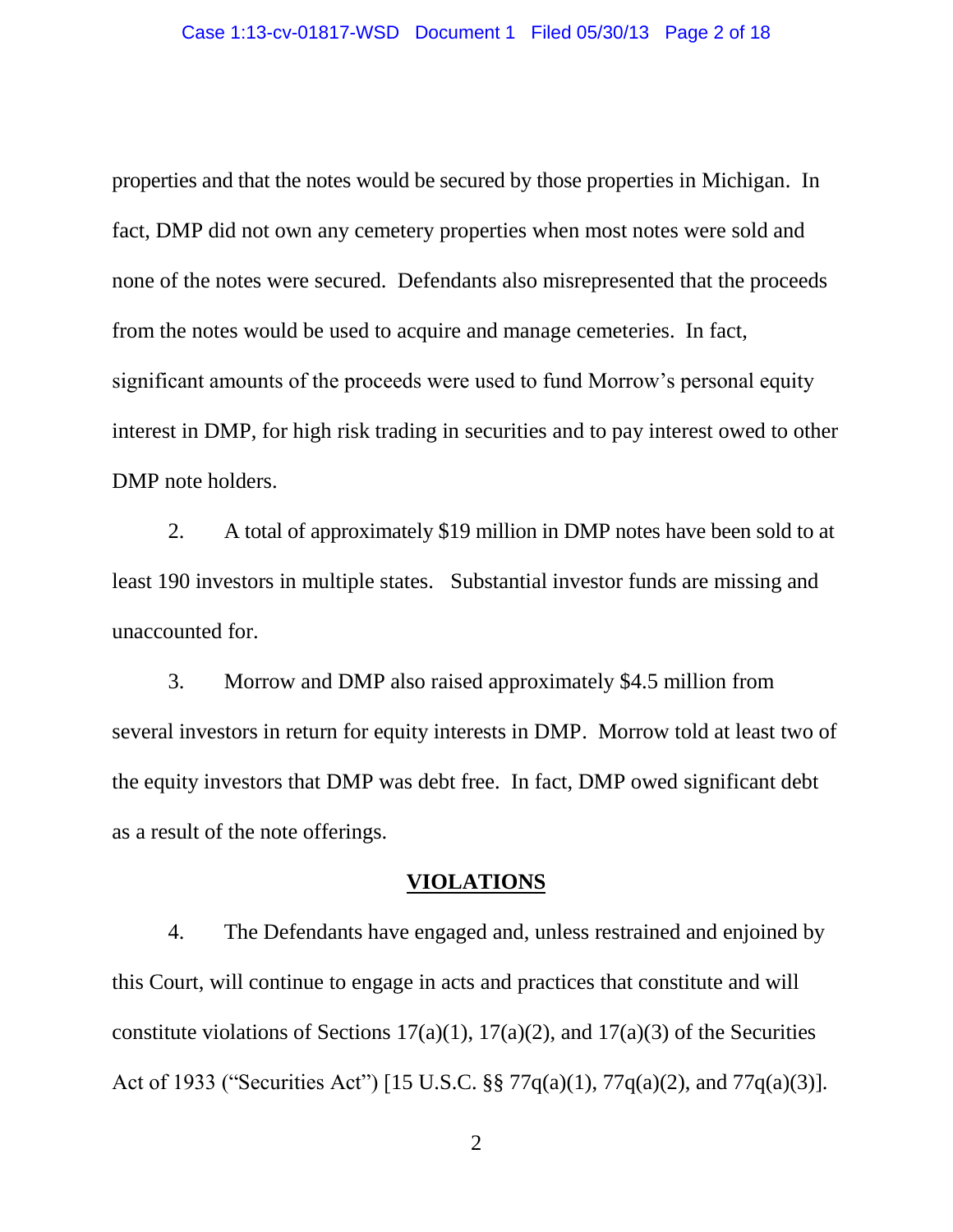properties and that the notes would be secured by those properties in Michigan. In fact, DMP did not own any cemetery properties when most notes were sold and none of the notes were secured. Defendants also misrepresented that the proceeds from the notes would be used to acquire and manage cemeteries. In fact, significant amounts of the proceeds were used to fund Morrow's personal equity interest in DMP, for high risk trading in securities and to pay interest owed to other DMP note holders.

2. A total of approximately $19 million in DMP notes have been sold to at least 190 investors in multiple states. Substantial investor funds are missing and unaccounted for.

3. Morrow and DMP also raised approximately $4.5 million from several investors in return for equity interests in DMP. Morrow told at least two of the equity investors that DMP was debt free. In fact, DMP owed significant debt as a result of the note offerings.

## VIOLATIONS

4. The Defendants have engaged and, unless restrained and enjoined by this Court, will continue to engage in acts and practices that constitute and will constitute violations of Sections 17(a)(1), 17(a)(2), and 17(a)(3) of the Securities Act of 1933 ("Securities Act") [15 U.S.C. §§ 77q(a)(1), 77q(a)(2), and 77q(a)(3)].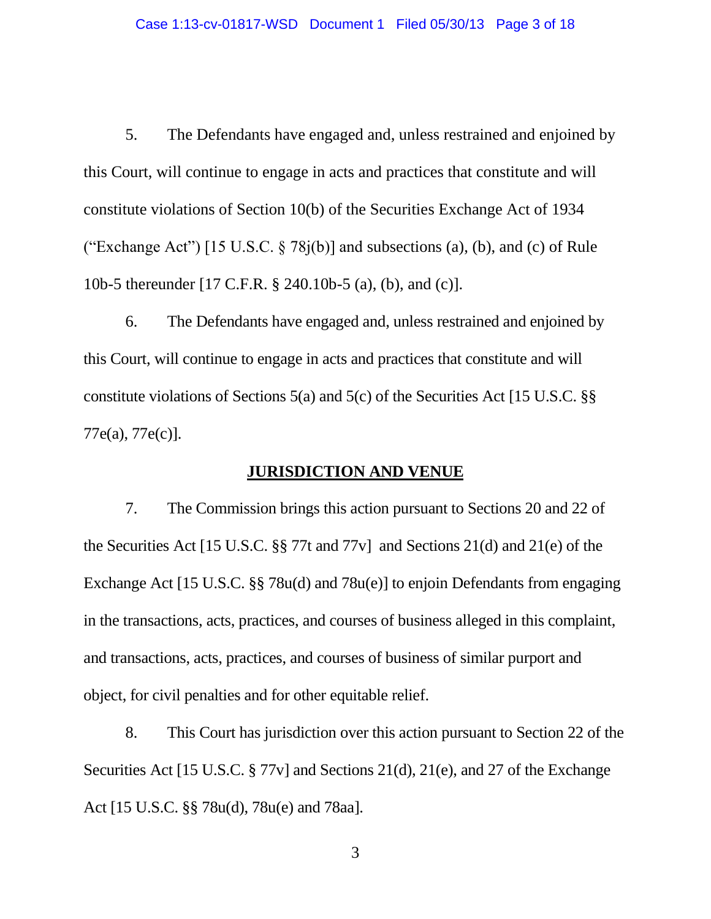5. The Defendants have engaged and, unless restrained and enjoined by this Court, will continue to engage in acts and practices that constitute and will constitute violations of Section 10(b) of the Securities Exchange Act of 1934 ("Exchange Act") [15 U.S.C. § 78j(b)] and subsections (a), (b), and (c) of Rule 10b-5 thereunder [17 C.F.R. § 240.10b-5 (a), (b), and (c)].

6. The Defendants have engaged and, unless restrained and enjoined by this Court, will continue to engage in acts and practices that constitute and will constitute violations of Sections 5(a) and 5(c) of the Securities Act [15 U.S.C. §§ 77e(a), 77e(c)].

## JURISDICTION AND VENUE

7. The Commission brings this action pursuant to Sections 20 and 22 of the Securities Act [15 U.S.C. §§ 77t and 77v] and Sections 21(d) and 21(e) of the Exchange Act [15 U.S.C. §§ 78u(d) and 78u(e)] to enjoin Defendants from engaging in the transactions, acts, practices, and courses of business alleged in this complaint, and transactions, acts, practices, and courses of business of similar purport and object, for civil penalties and for other equitable relief.

8. This Court has jurisdiction over this action pursuant to Section 22 of the Securities Act [15 U.S.C. § 77v] and Sections 21(d), 21(e), and 27 of the Exchange Act [15 U.S.C. §§ 78u(d), 78u(e) and 78aa].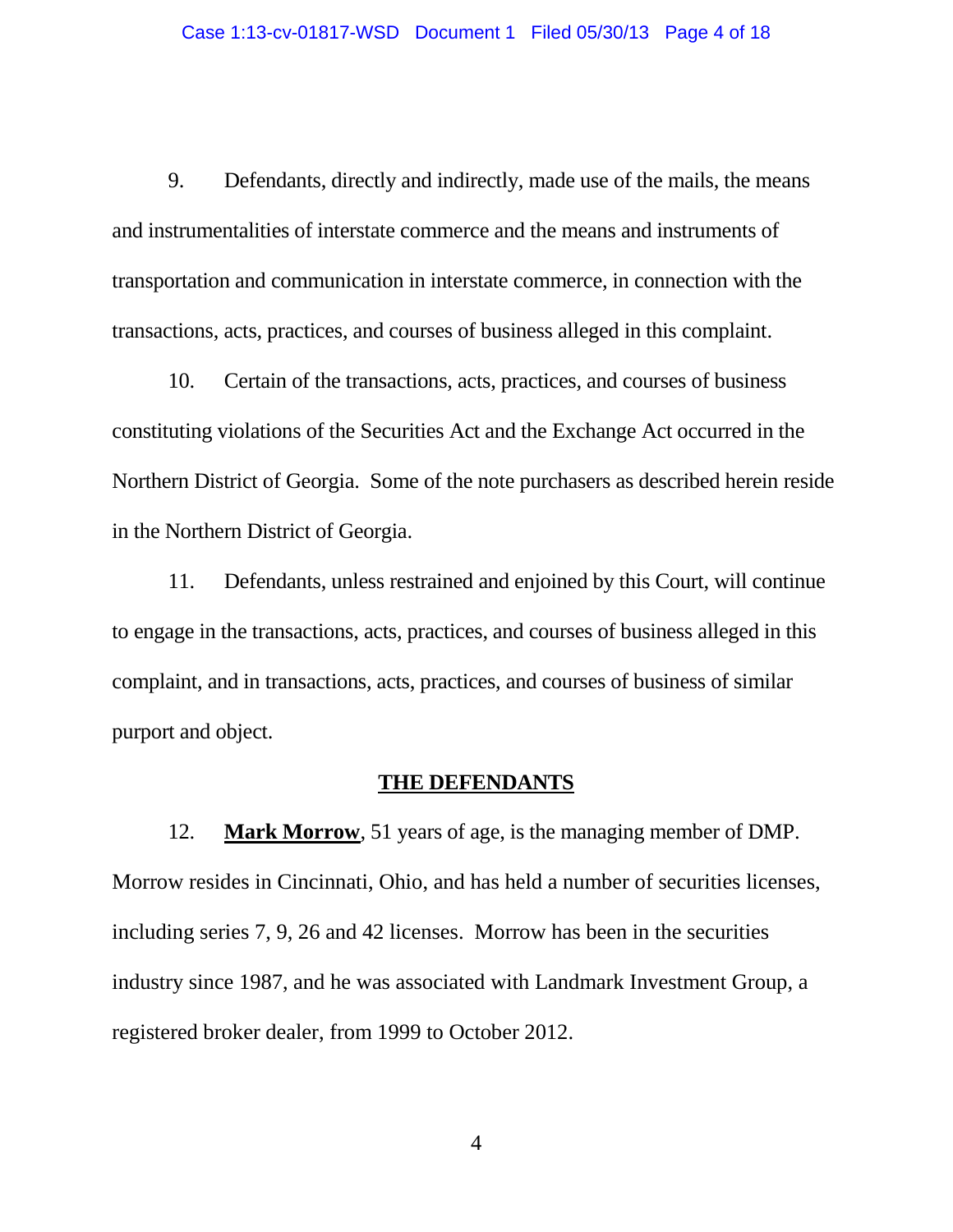9. Defendants, directly and indirectly, made use of the mails, the means and instrumentalities of interstate commerce and the means and instruments of transportation and communication in interstate commerce, in connection with the transactions, acts, practices, and courses of business alleged in this complaint.

10. Certain of the transactions, acts, practices, and courses of business constituting violations of the Securities Act and the Exchange Act occurred in the Northern District of Georgia. Some of the note purchasers as described herein reside in the Northern District of Georgia.

11. Defendants, unless restrained and enjoined by this Court, will continue to engage in the transactions, acts, practices, and courses of business alleged in this complaint, and in transactions, acts, practices, and courses of business of similar purport and object.

## THE DEFENDANTS

12. **Mark Morrow**, 51 years of age, is the managing member of DMP. Morrow resides in Cincinnati, Ohio, and has held a number of securities licenses, including series 7, 9, 26 and 42 licenses. Morrow has been in the securities industry since 1987, and he was associated with Landmark Investment Group, a registered broker dealer, from 1999 to October 2012.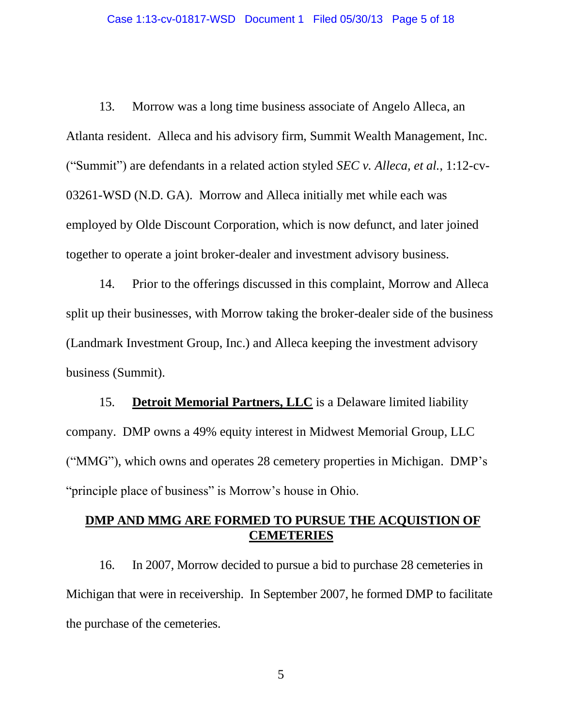13. Morrow was a long time business associate of Angelo Alleca, an Atlanta resident. Alleca and his advisory firm, Summit Wealth Management, Inc. ("Summit") are defendants in a related action styled *SEC v. Alleca, et al.*, 1:12-cv-03261-WSD (N.D. GA). Morrow and Alleca initially met while each was employed by Olde Discount Corporation, which is now defunct, and later joined together to operate a joint broker-dealer and investment advisory business.

14. Prior to the offerings discussed in this complaint, Morrow and Alleca split up their businesses, with Morrow taking the broker-dealer side of the business (Landmark Investment Group, Inc.) and Alleca keeping the investment advisory business (Summit).

15. **Detroit Memorial Partners, LLC** is a Delaware limited liability company. DMP owns a 49% equity interest in Midwest Memorial Group, LLC ("MMG"), which owns and operates 28 cemetery properties in Michigan. DMP's "principle place of business" is Morrow's house in Ohio.

## DMP AND MMG ARE FORMED TO PURSUE THE ACQUISTION OF CEMETERIES

16. In 2007, Morrow decided to pursue a bid to purchase 28 cemeteries in Michigan that were in receivership. In September 2007, he formed DMP to facilitate the purchase of the cemeteries.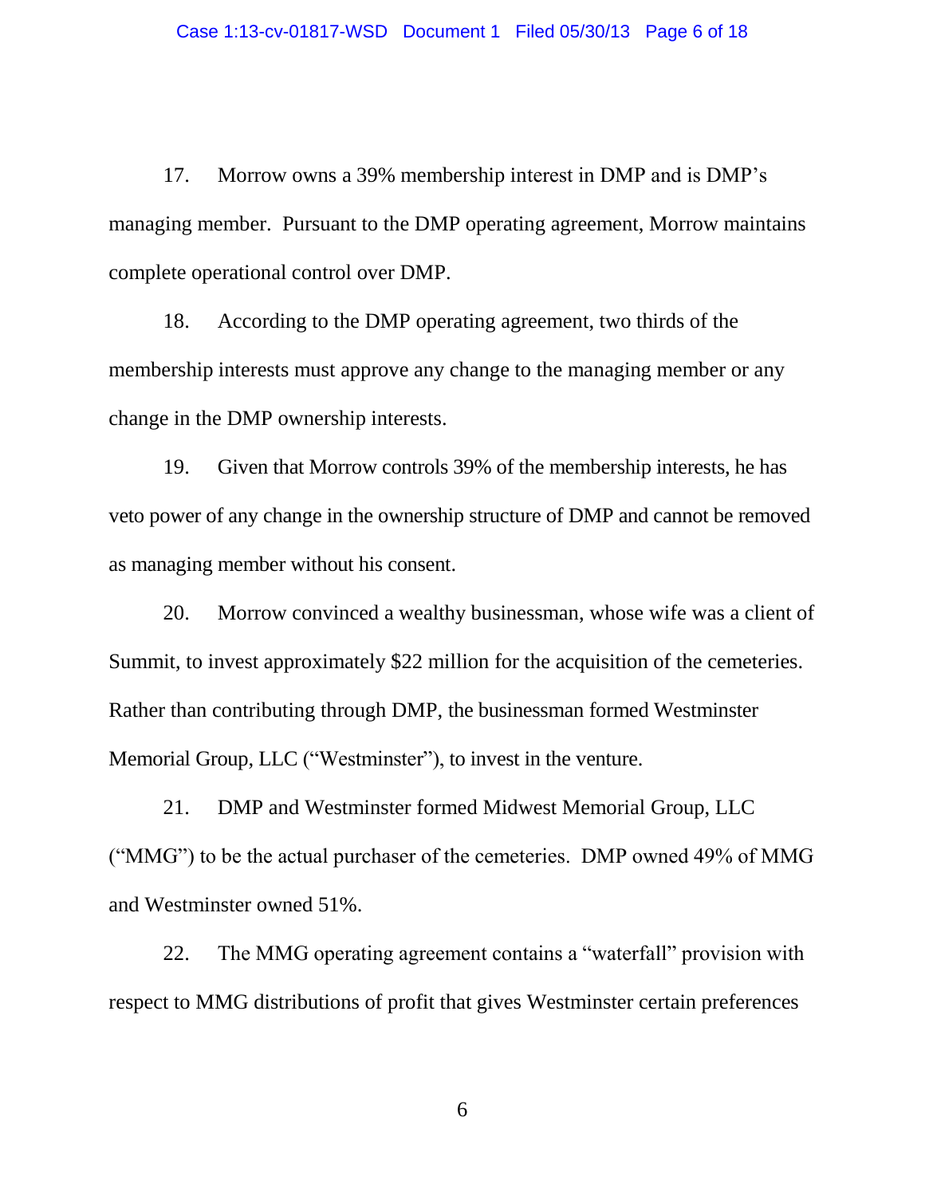17. Morrow owns a 39% membership interest in DMP and is DMP's managing member. Pursuant to the DMP operating agreement, Morrow maintains complete operational control over DMP.

18. According to the DMP operating agreement, two thirds of the membership interests must approve any change to the managing member or any change in the DMP ownership interests.

19. Given that Morrow controls 39% of the membership interests, he has veto power of any change in the ownership structure of DMP and cannot be removed as managing member without his consent.

20. Morrow convinced a wealthy businessman, whose wife was a client of Summit, to invest approximately $22 million for the acquisition of the cemeteries. Rather than contributing through DMP, the businessman formed Westminster Memorial Group, LLC ("Westminster"), to invest in the venture.

21. DMP and Westminster formed Midwest Memorial Group, LLC ("MMG") to be the actual purchaser of the cemeteries. DMP owned 49% of MMG and Westminster owned 51%.

22. The MMG operating agreement contains a "waterfall" provision with respect to MMG distributions of profit that gives Westminster certain preferences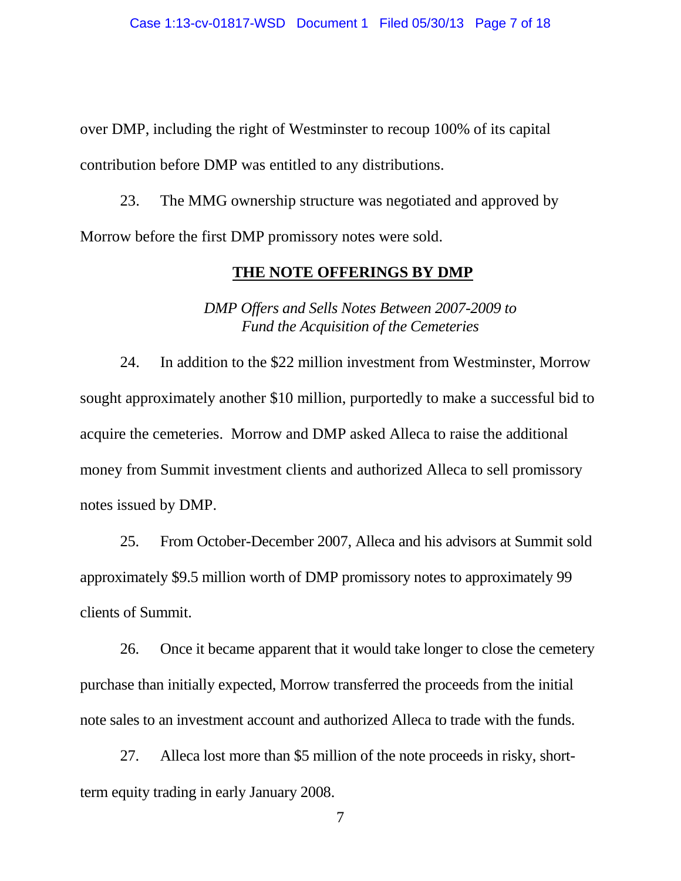over DMP, including the right of Westminster to recoup 100% of its capital contribution before DMP was entitled to any distributions.

23. The MMG ownership structure was negotiated and approved by Morrow before the first DMP promissory notes were sold.

## THE NOTE OFFERINGS BY DMP

### *DMP Offers and Sells Notes Between 2007-2009 to Fund the Acquisition of the Cemeteries*

24. In addition to the $22 million investment from Westminster, Morrow sought approximately another $10 million, purportedly to make a successful bid to acquire the cemeteries. Morrow and DMP asked Alleca to raise the additional money from Summit investment clients and authorized Alleca to sell promissory notes issued by DMP.

25. From October-December 2007, Alleca and his advisors at Summit sold approximately $9.5 million worth of DMP promissory notes to approximately 99 clients of Summit.

26. Once it became apparent that it would take longer to close the cemetery purchase than initially expected, Morrow transferred the proceeds from the initial note sales to an investment account and authorized Alleca to trade with the funds.

27. Alleca lost more than $5 million of the note proceeds in risky, short-term equity trading in early January 2008.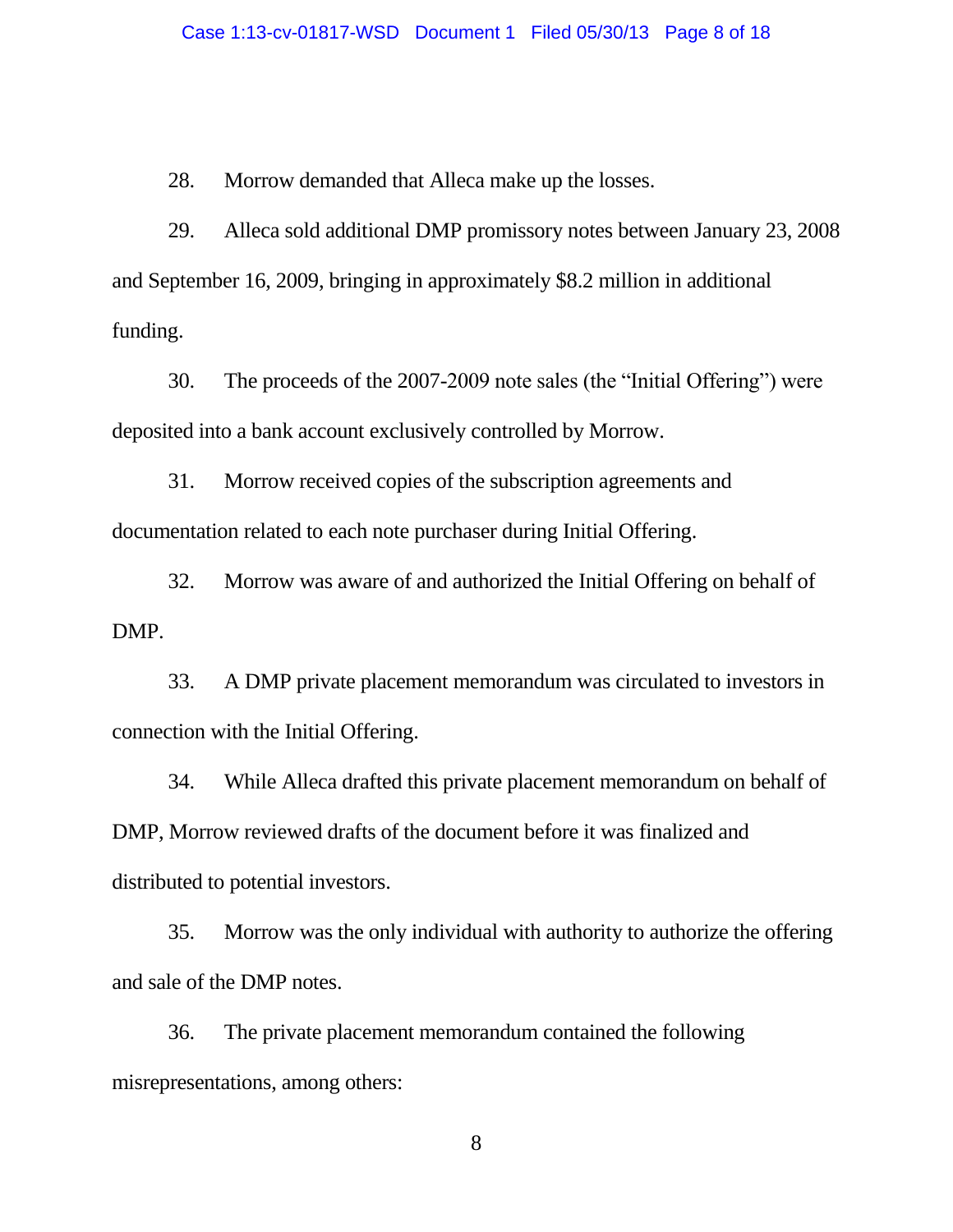28. Morrow demanded that Alleca make up the losses.

29. Alleca sold additional DMP promissory notes between January 23, 2008 and September 16, 2009, bringing in approximately $8.2 million in additional funding.

30. The proceeds of the 2007-2009 note sales (the "Initial Offering") were deposited into a bank account exclusively controlled by Morrow.

31. Morrow received copies of the subscription agreements and documentation related to each note purchaser during Initial Offering.

32. Morrow was aware of and authorized the Initial Offering on behalf of DMP.

33. A DMP private placement memorandum was circulated to investors in connection with the Initial Offering.

34. While Alleca drafted this private placement memorandum on behalf of DMP, Morrow reviewed drafts of the document before it was finalized and distributed to potential investors.

35. Morrow was the only individual with authority to authorize the offering and sale of the DMP notes.

36. The private placement memorandum contained the following misrepresentations, among others: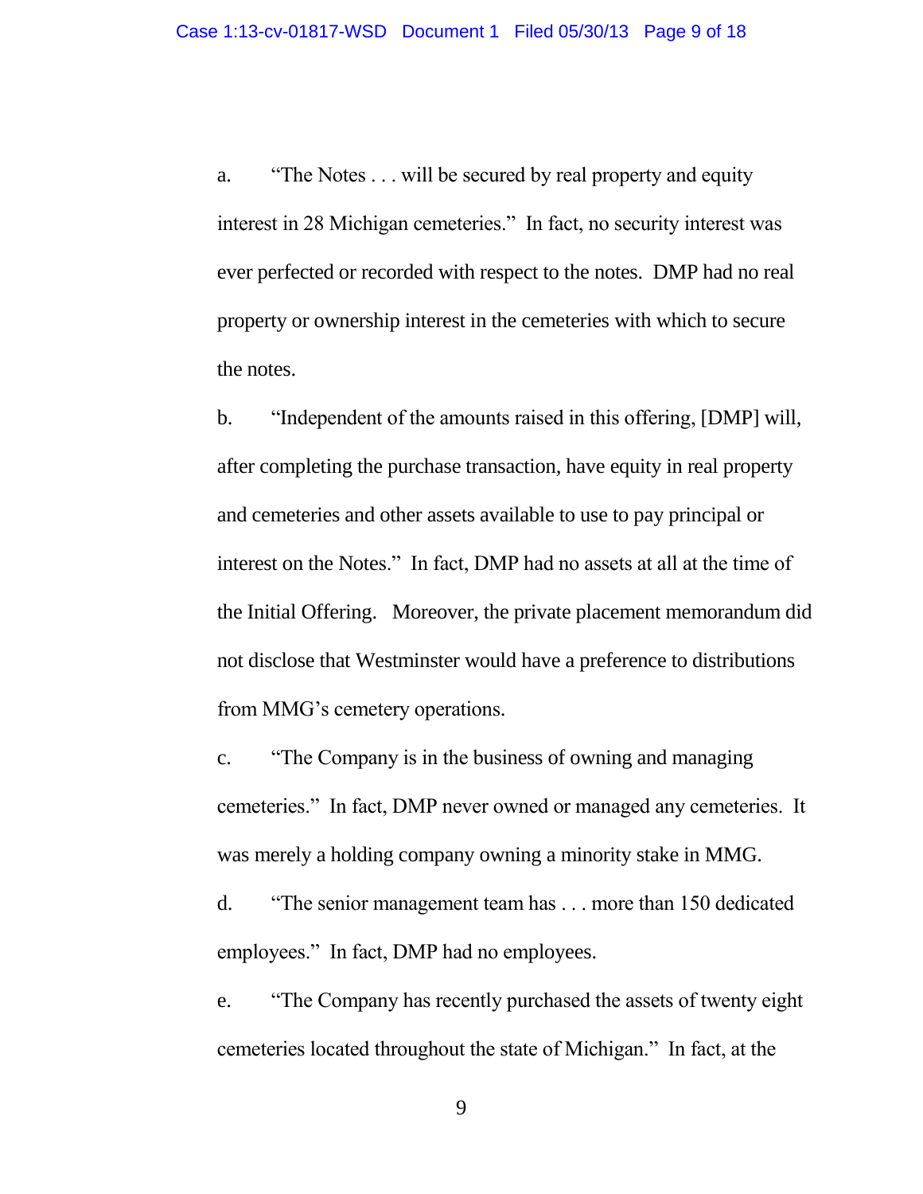a. "The Notes . . . will be secured by real property and equity interest in 28 Michigan cemeteries." In fact, no security interest was ever perfected or recorded with respect to the notes. DMP had no real property or ownership interest in the cemeteries with which to secure the notes.

b. "Independent of the amounts raised in this offering, [DMP] will, after completing the purchase transaction, have equity in real property and cemeteries and other assets available to use to pay principal or interest on the Notes." In fact, DMP had no assets at all at the time of the Initial Offering. Moreover, the private placement memorandum did not disclose that Westminster would have a preference to distributions from MMG's cemetery operations.

c. "The Company is in the business of owning and managing cemeteries." In fact, DMP never owned or managed any cemeteries. It was merely a holding company owning a minority stake in MMG.

d. "The senior management team has . . . more than 150 dedicated employees." In fact, DMP had no employees.

e. "The Company has recently purchased the assets of twenty eight cemeteries located throughout the state of Michigan." In fact, at the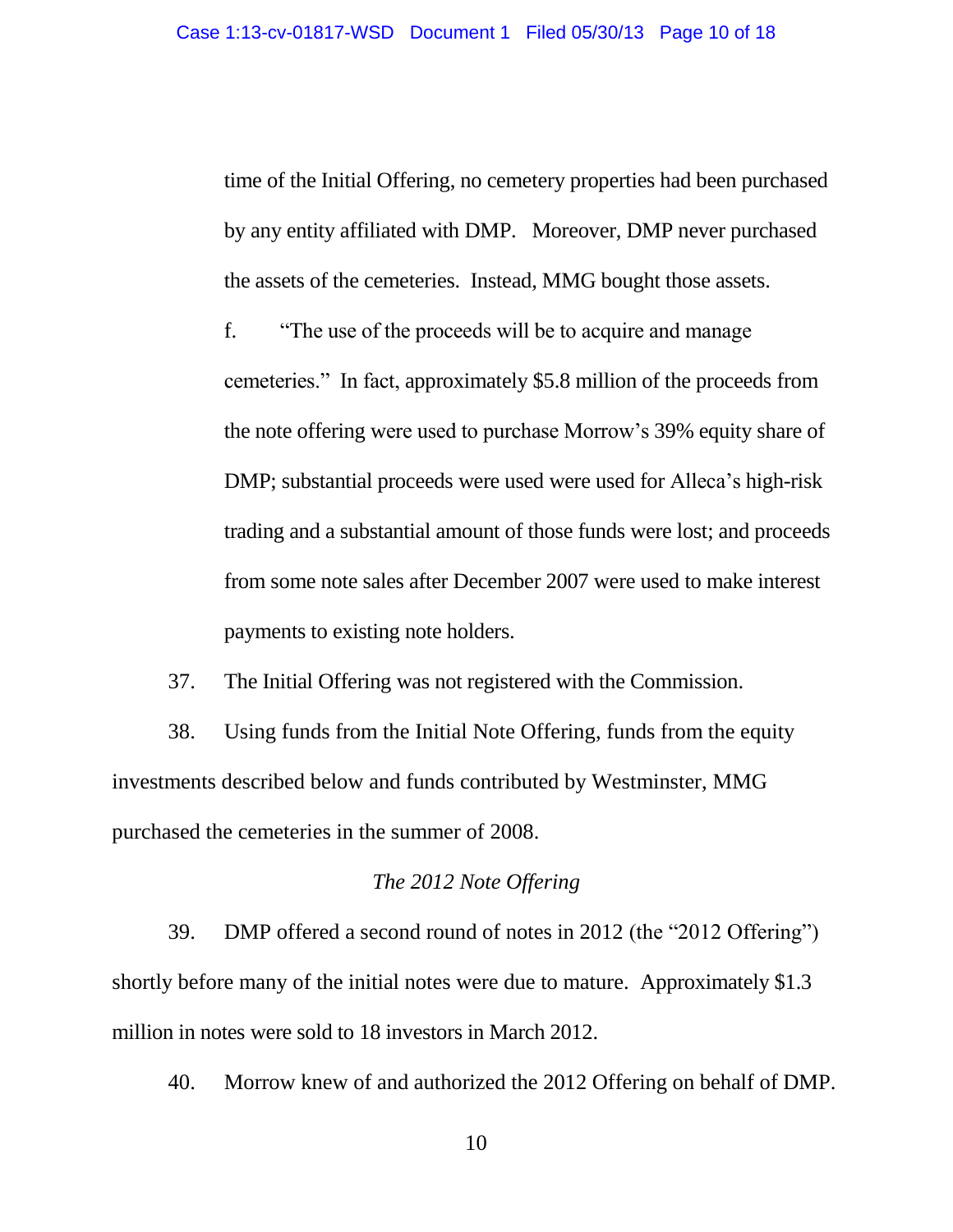time of the Initial Offering, no cemetery properties had been purchased by any entity affiliated with DMP. Moreover, DMP never purchased the assets of the cemeteries. Instead, MMG bought those assets.

f. "The use of the proceeds will be to acquire and manage cemeteries." In fact, approximately $5.8 million of the proceeds from the note offering were used to purchase Morrow's 39% equity share of DMP; substantial proceeds were used were used for Alleca's high-risk trading and a substantial amount of those funds were lost; and proceeds from some note sales after December 2007 were used to make interest payments to existing note holders.

37. The Initial Offering was not registered with the Commission.

38. Using funds from the Initial Note Offering, funds from the equity investments described below and funds contributed by Westminster, MMG purchased the cemeteries in the summer of 2008.

*The 2012 Note Offering*

39. DMP offered a second round of notes in 2012 (the "2012 Offering") shortly before many of the initial notes were due to mature. Approximately $1.3 million in notes were sold to 18 investors in March 2012.

40. Morrow knew of and authorized the 2012 Offering on behalf of DMP.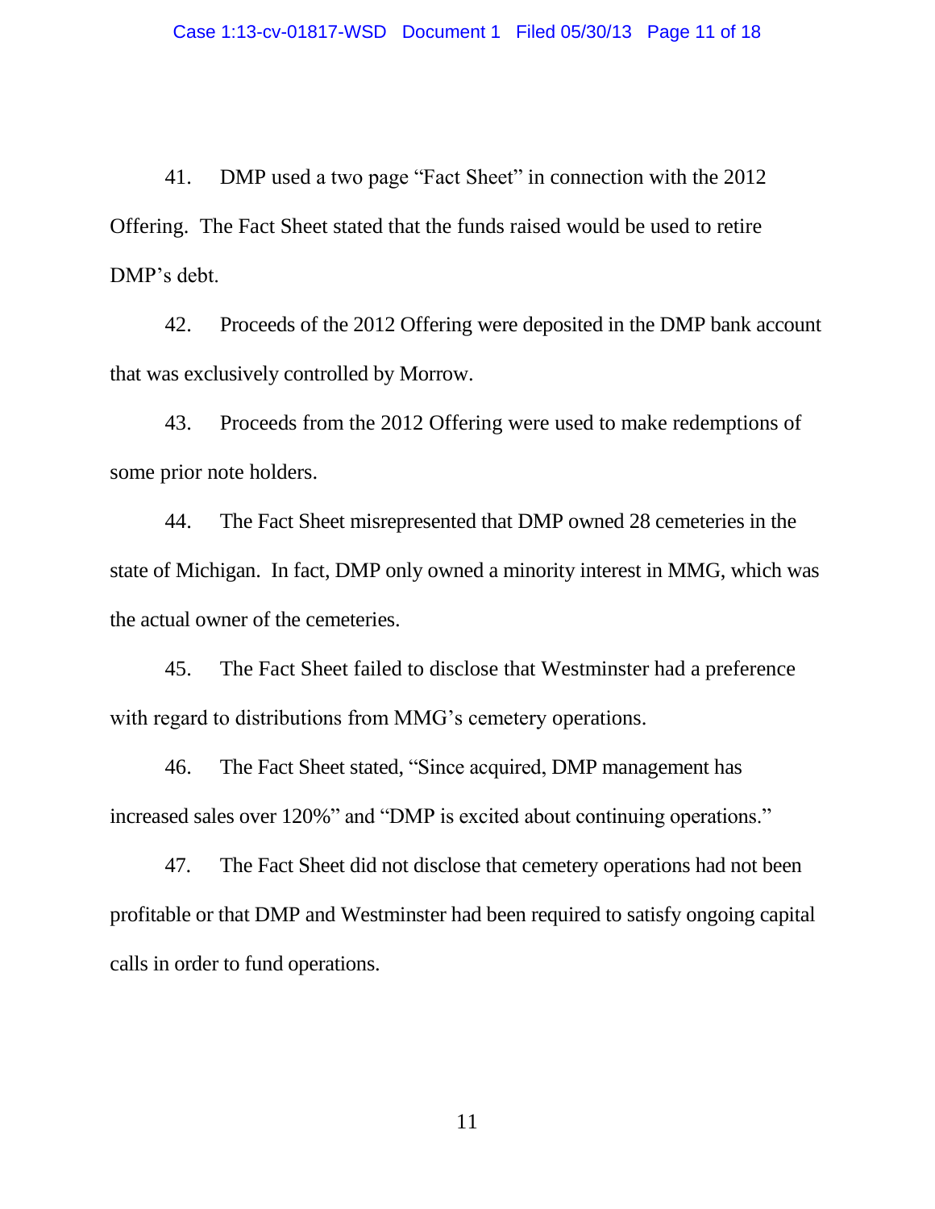41. DMP used a two page "Fact Sheet" in connection with the 2012 Offering. The Fact Sheet stated that the funds raised would be used to retire DMP's debt.

42. Proceeds of the 2012 Offering were deposited in the DMP bank account that was exclusively controlled by Morrow.

43. Proceeds from the 2012 Offering were used to make redemptions of some prior note holders.

44. The Fact Sheet misrepresented that DMP owned 28 cemeteries in the state of Michigan. In fact, DMP only owned a minority interest in MMG, which was the actual owner of the cemeteries.

45. The Fact Sheet failed to disclose that Westminster had a preference with regard to distributions from MMG's cemetery operations.

46. The Fact Sheet stated, "Since acquired, DMP management has increased sales over 120%" and "DMP is excited about continuing operations."

47. The Fact Sheet did not disclose that cemetery operations had not been profitable or that DMP and Westminster had been required to satisfy ongoing capital calls in order to fund operations.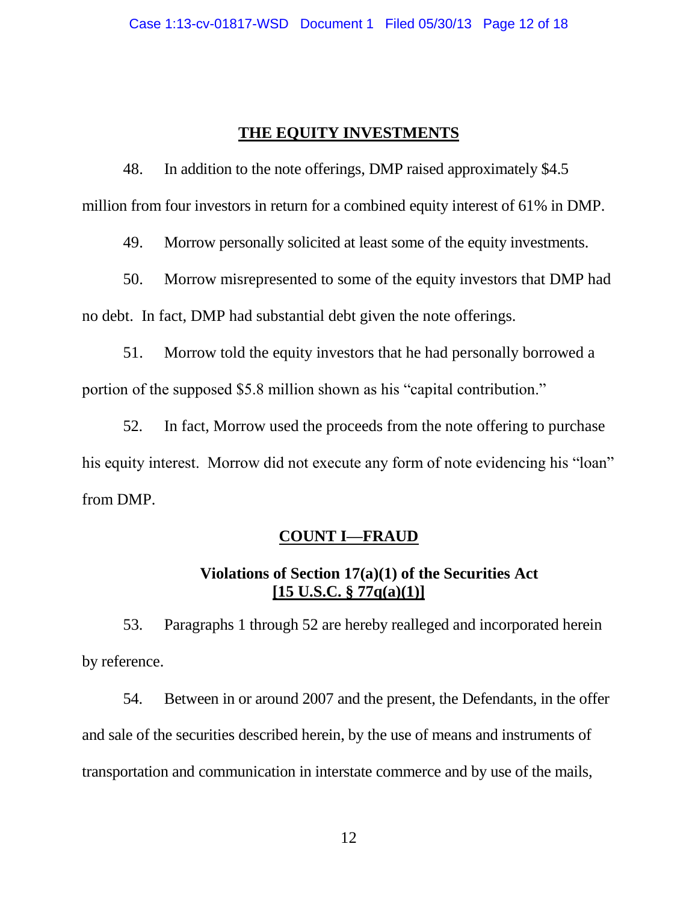## THE EQUITY INVESTMENTS

48. In addition to the note offerings, DMP raised approximately $4.5 million from four investors in return for a combined equity interest of 61% in DMP.

49. Morrow personally solicited at least some of the equity investments.

50. Morrow misrepresented to some of the equity investors that DMP had no debt. In fact, DMP had substantial debt given the note offerings.

51. Morrow told the equity investors that he had personally borrowed a portion of the supposed $5.8 million shown as his "capital contribution."

52. In fact, Morrow used the proceeds from the note offering to purchase his equity interest. Morrow did not execute any form of note evidencing his "loan" from DMP.

## COUNT I—FRAUD

### Violations of Section 17(a)(1) of the Securities Act [15 U.S.C. § 77q(a)(1)]

53. Paragraphs 1 through 52 are hereby realleged and incorporated herein by reference.

54. Between in or around 2007 and the present, the Defendants, in the offer and sale of the securities described herein, by the use of means and instruments of transportation and communication in interstate commerce and by use of the mails,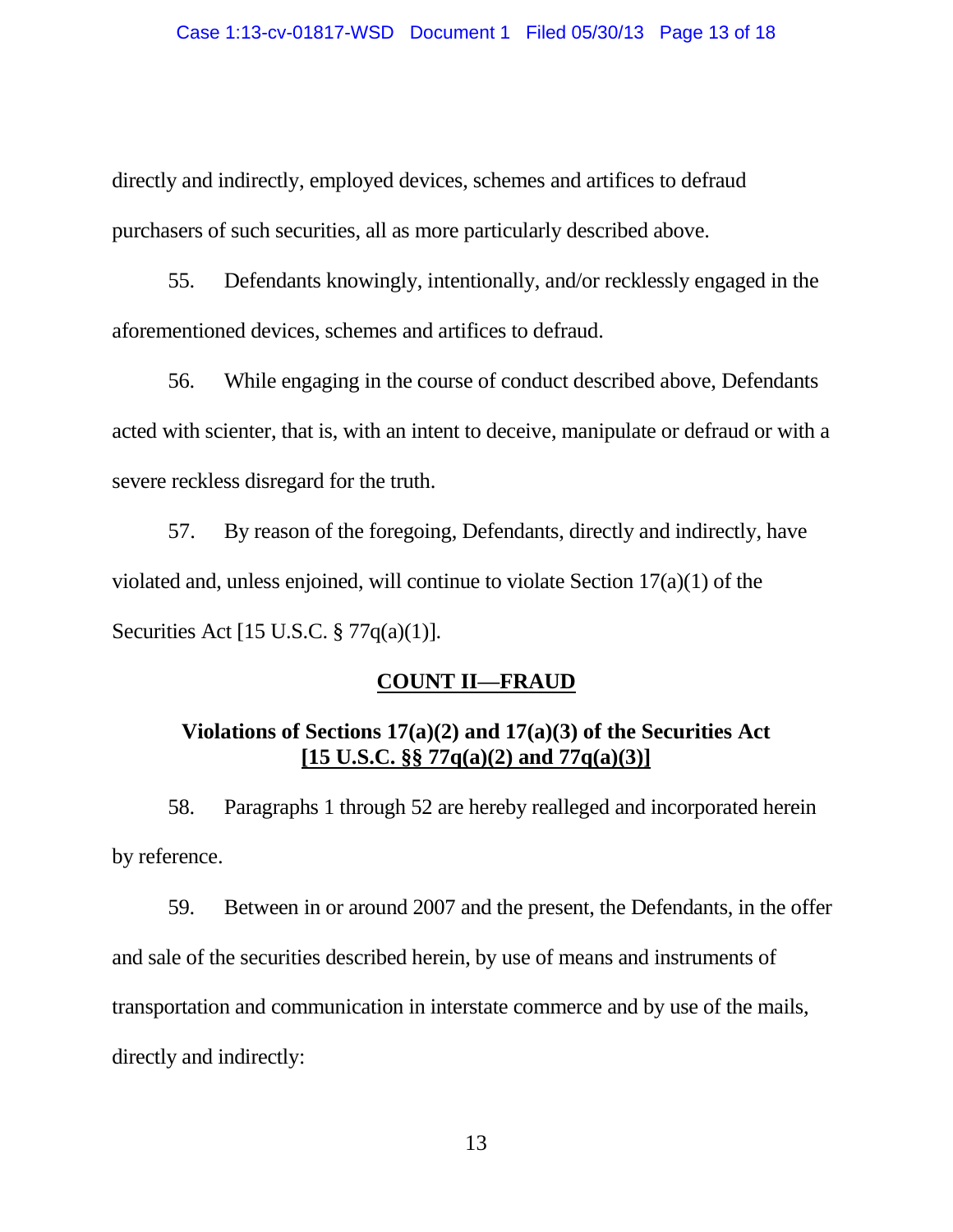directly and indirectly, employed devices, schemes and artifices to defraud purchasers of such securities, all as more particularly described above.

55. Defendants knowingly, intentionally, and/or recklessly engaged in the aforementioned devices, schemes and artifices to defraud.

56. While engaging in the course of conduct described above, Defendants acted with scienter, that is, with an intent to deceive, manipulate or defraud or with a severe reckless disregard for the truth.

57. By reason of the foregoing, Defendants, directly and indirectly, have violated and, unless enjoined, will continue to violate Section 17(a)(1) of the Securities Act [15 U.S.C. § 77q(a)(1)].

**COUNT II—FRAUD**

**Violations of Sections 17(a)(2) and 17(a)(3) of the Securities Act [15 U.S.C. §§ 77q(a)(2) and 77q(a)(3)]**

58. Paragraphs 1 through 52 are hereby realleged and incorporated herein by reference.

59. Between in or around 2007 and the present, the Defendants, in the offer and sale of the securities described herein, by use of means and instruments of transportation and communication in interstate commerce and by use of the mails, directly and indirectly: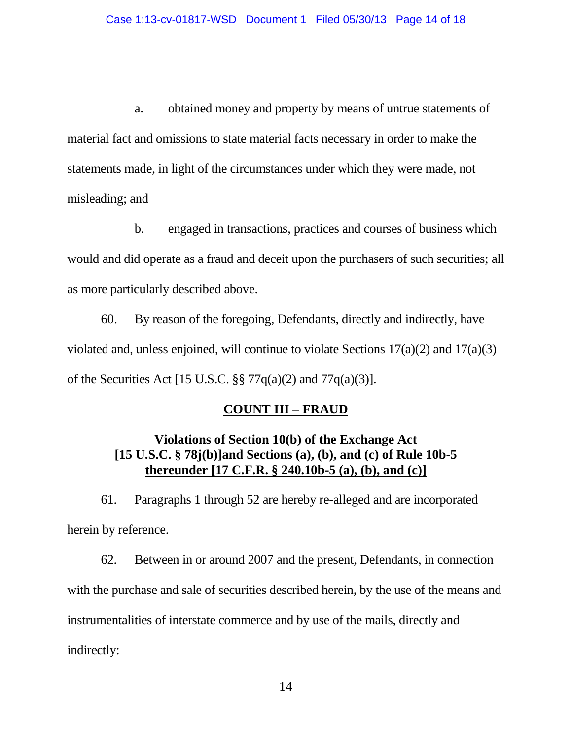a. obtained money and property by means of untrue statements of material fact and omissions to state material facts necessary in order to make the statements made, in light of the circumstances under which they were made, not misleading; and

b. engaged in transactions, practices and courses of business which would and did operate as a fraud and deceit upon the purchasers of such securities; all as more particularly described above.

60. By reason of the foregoing, Defendants, directly and indirectly, have violated and, unless enjoined, will continue to violate Sections 17(a)(2) and 17(a)(3) of the Securities Act [15 U.S.C. §§ 77q(a)(2) and 77q(a)(3)].

## COUNT III – FRAUD

### Violations of Section 10(b) of the Exchange Act [15 U.S.C. § 78j(b)]and Sections (a), (b), and (c) of Rule 10b-5 thereunder [17 C.F.R. § 240.10b-5 (a), (b), and (c)]

61. Paragraphs 1 through 52 are hereby re-alleged and are incorporated herein by reference.

62. Between in or around 2007 and the present, Defendants, in connection with the purchase and sale of securities described herein, by the use of the means and instrumentalities of interstate commerce and by use of the mails, directly and indirectly: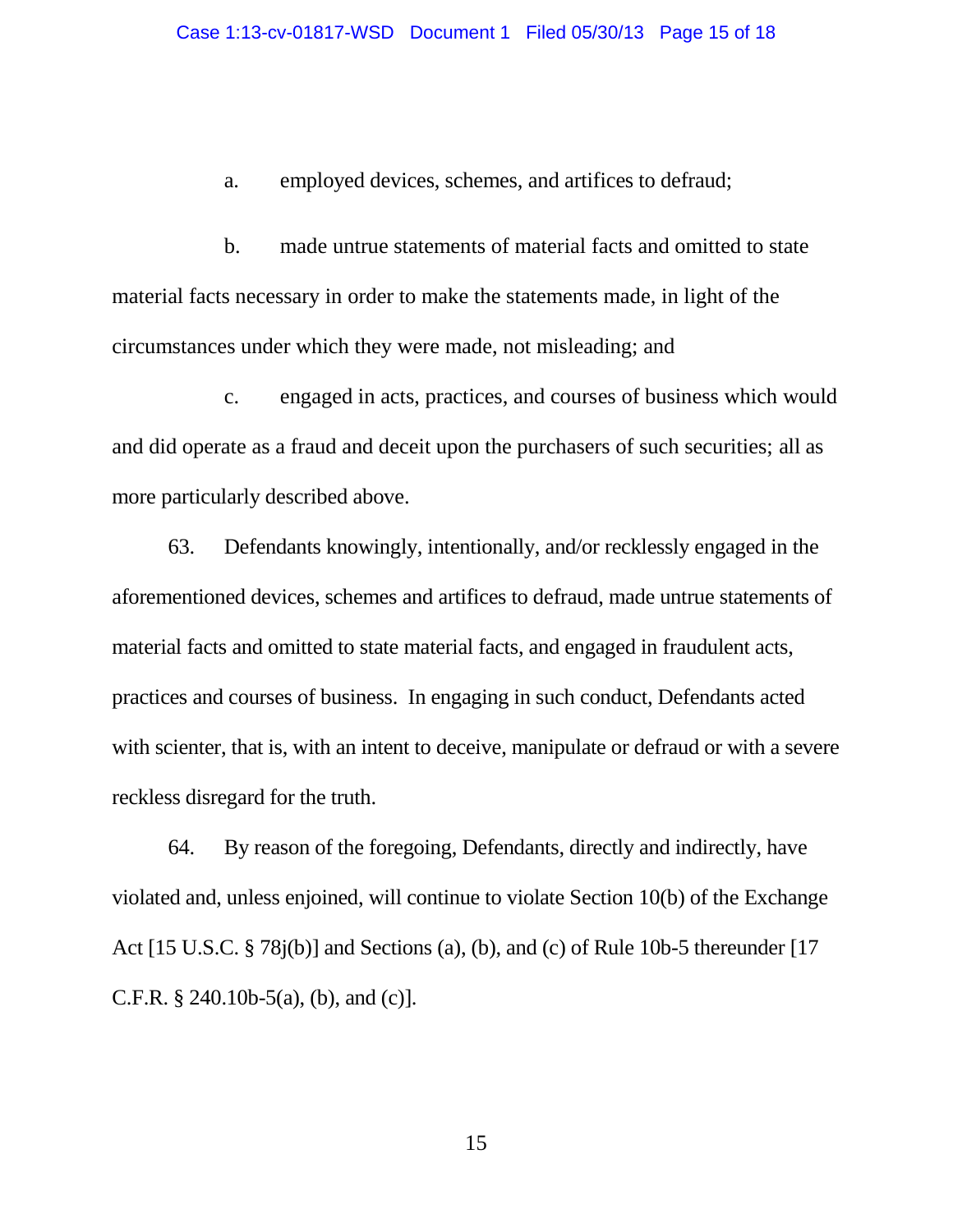a. employed devices, schemes, and artifices to defraud;

b. made untrue statements of material facts and omitted to state material facts necessary in order to make the statements made, in light of the circumstances under which they were made, not misleading; and

c. engaged in acts, practices, and courses of business which would and did operate as a fraud and deceit upon the purchasers of such securities; all as more particularly described above.

63. Defendants knowingly, intentionally, and/or recklessly engaged in the aforementioned devices, schemes and artifices to defraud, made untrue statements of material facts and omitted to state material facts, and engaged in fraudulent acts, practices and courses of business. In engaging in such conduct, Defendants acted with scienter, that is, with an intent to deceive, manipulate or defraud or with a severe reckless disregard for the truth.

64. By reason of the foregoing, Defendants, directly and indirectly, have violated and, unless enjoined, will continue to violate Section 10(b) of the Exchange Act [15 U.S.C. § 78j(b)] and Sections (a), (b), and (c) of Rule 10b-5 thereunder [17 C.F.R. § 240.10b-5(a), (b), and (c)].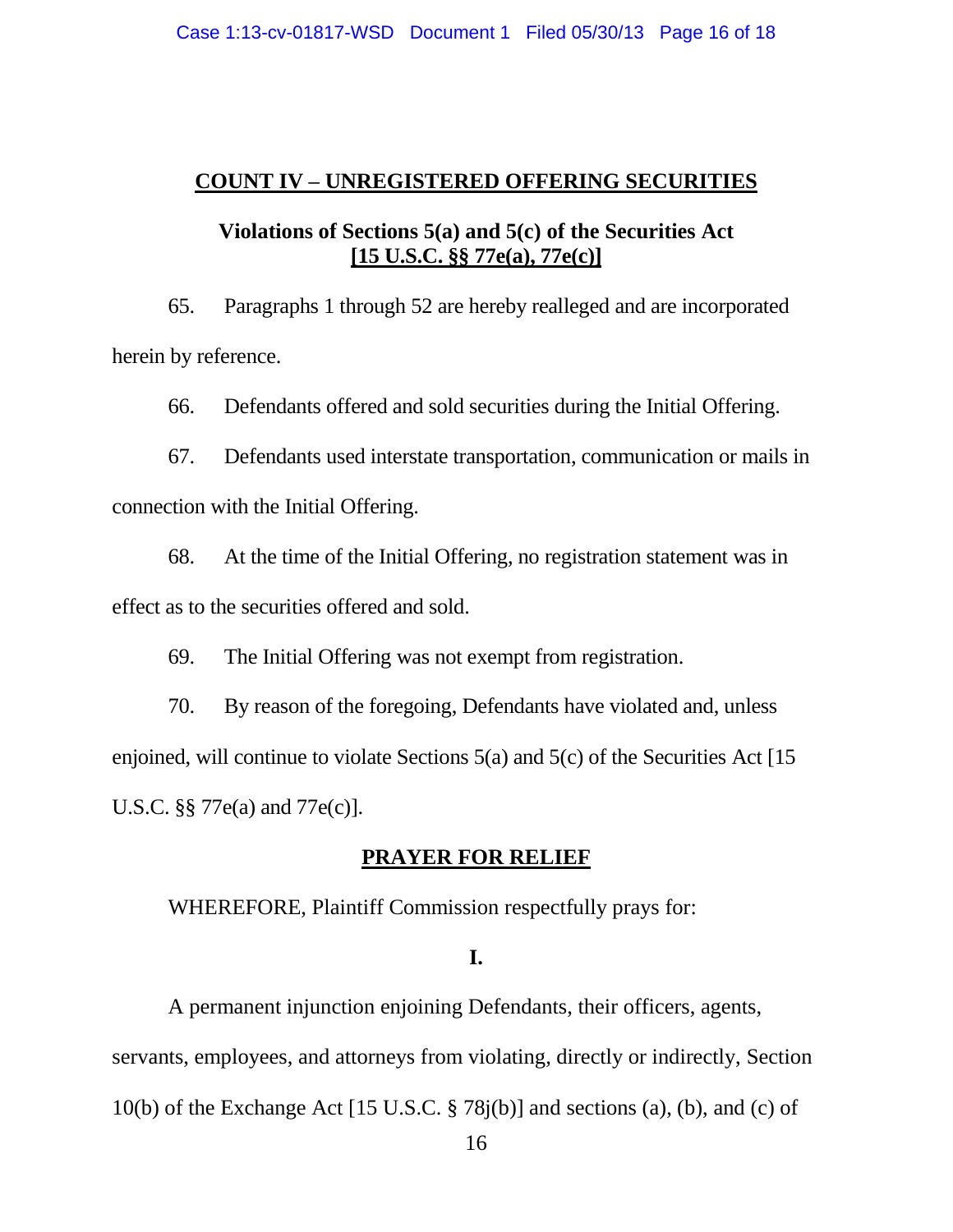## COUNT IV – UNREGISTERED OFFERING SECURITIES

### Violations of Sections 5(a) and 5(c) of the Securities Act [15 U.S.C. §§ 77e(a), 77e(c)]

65. Paragraphs 1 through 52 are hereby realleged and are incorporated herein by reference.

66. Defendants offered and sold securities during the Initial Offering.

67. Defendants used interstate transportation, communication or mails in connection with the Initial Offering.

68. At the time of the Initial Offering, no registration statement was in effect as to the securities offered and sold.

69. The Initial Offering was not exempt from registration.

70. By reason of the foregoing, Defendants have violated and, unless enjoined, will continue to violate Sections 5(a) and 5(c) of the Securities Act [15 U.S.C. §§ 77e(a) and 77e(c)].

## PRAYER FOR RELIEF

WHEREFORE, Plaintiff Commission respectfully prays for:

**I.**

A permanent injunction enjoining Defendants, their officers, agents, servants, employees, and attorneys from violating, directly or indirectly, Section 10(b) of the Exchange Act [15 U.S.C. § 78j(b)] and sections (a), (b), and (c) of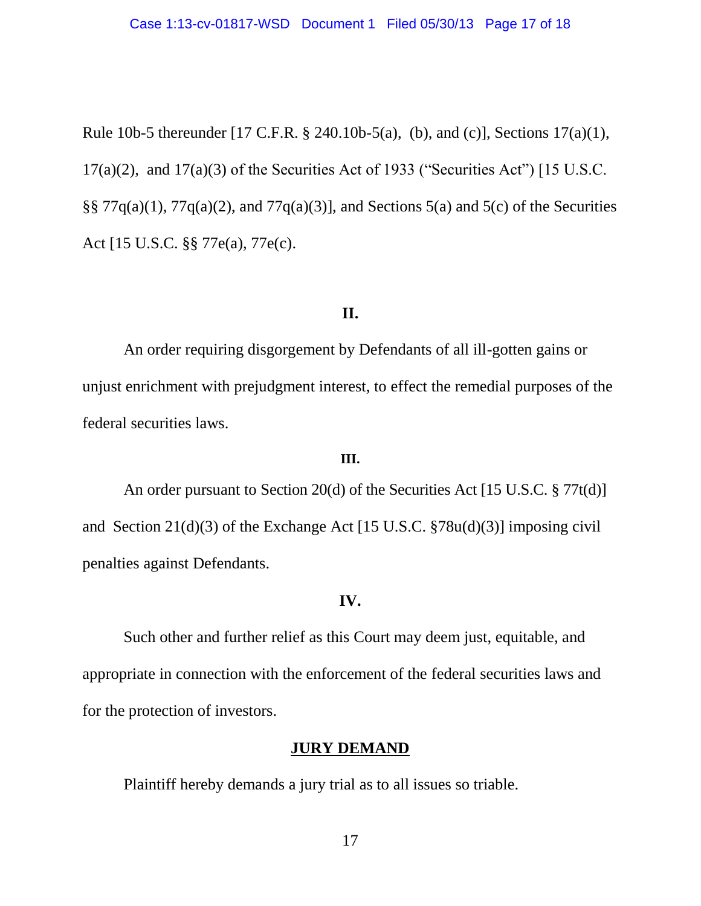Rule 10b-5 thereunder [17 C.F.R. § 240.10b-5(a), (b), and (c)], Sections 17(a)(1), 17(a)(2), and 17(a)(3) of the Securities Act of 1933 ("Securities Act") [15 U.S.C. §§ 77q(a)(1), 77q(a)(2), and 77q(a)(3)], and Sections 5(a) and 5(c) of the Securities Act [15 U.S.C. §§ 77e(a), 77e(c).

**II.**

An order requiring disgorgement by Defendants of all ill-gotten gains or unjust enrichment with prejudgment interest, to effect the remedial purposes of the federal securities laws.

**III.**

An order pursuant to Section 20(d) of the Securities Act [15 U.S.C. § 77t(d)] and Section 21(d)(3) of the Exchange Act [15 U.S.C. §78u(d)(3)] imposing civil penalties against Defendants.

**IV.**

Such other and further relief as this Court may deem just, equitable, and appropriate in connection with the enforcement of the federal securities laws and for the protection of investors.

**JURY DEMAND**

Plaintiff hereby demands a jury trial as to all issues so triable.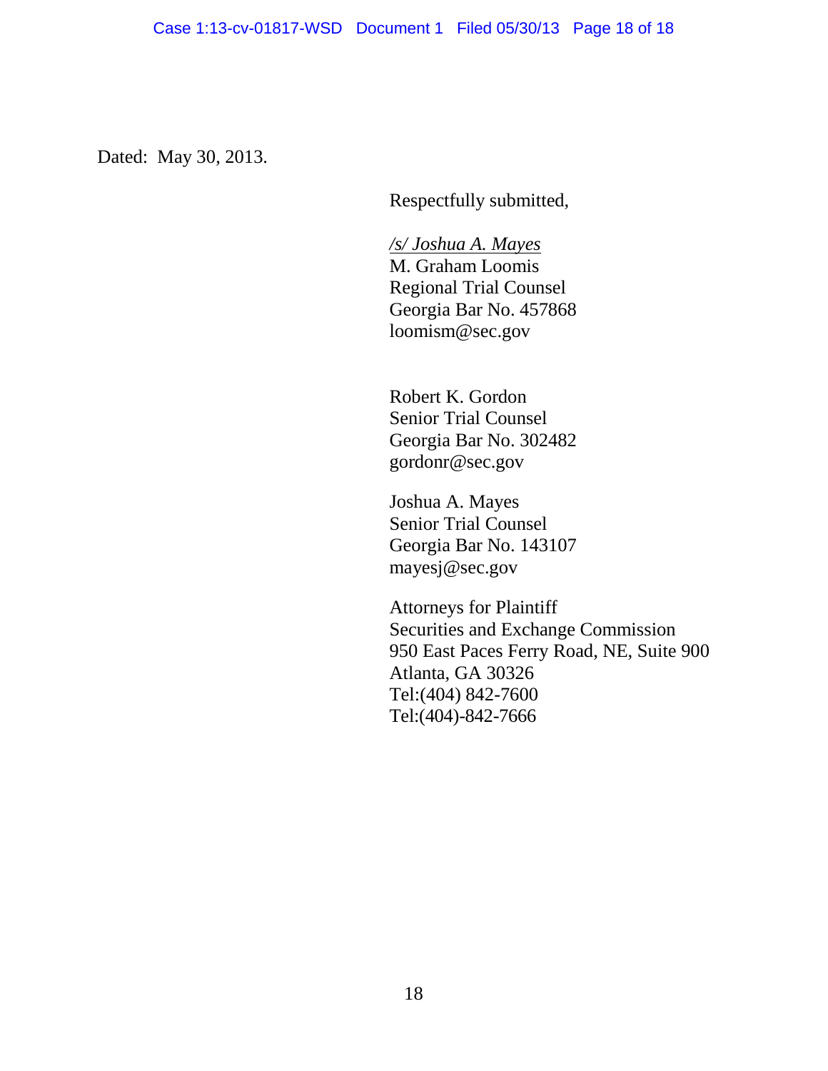Dated: May 30, 2013.

Respectfully submitted,

*/s/ Joshua A. Mayes*
M. Graham Loomis
Regional Trial Counsel
Georgia Bar No. 457868
loomism@sec.gov

Robert K. Gordon
Senior Trial Counsel
Georgia Bar No. 302482
gordonr@sec.gov

Joshua A. Mayes
Senior Trial Counsel
Georgia Bar No. 143107
mayesj@sec.gov

Attorneys for Plaintiff
Securities and Exchange Commission
950 East Paces Ferry Road, NE, Suite 900
Atlanta, GA 30326
Tel:(404) 842-7600
Tel:(404)-842-7666